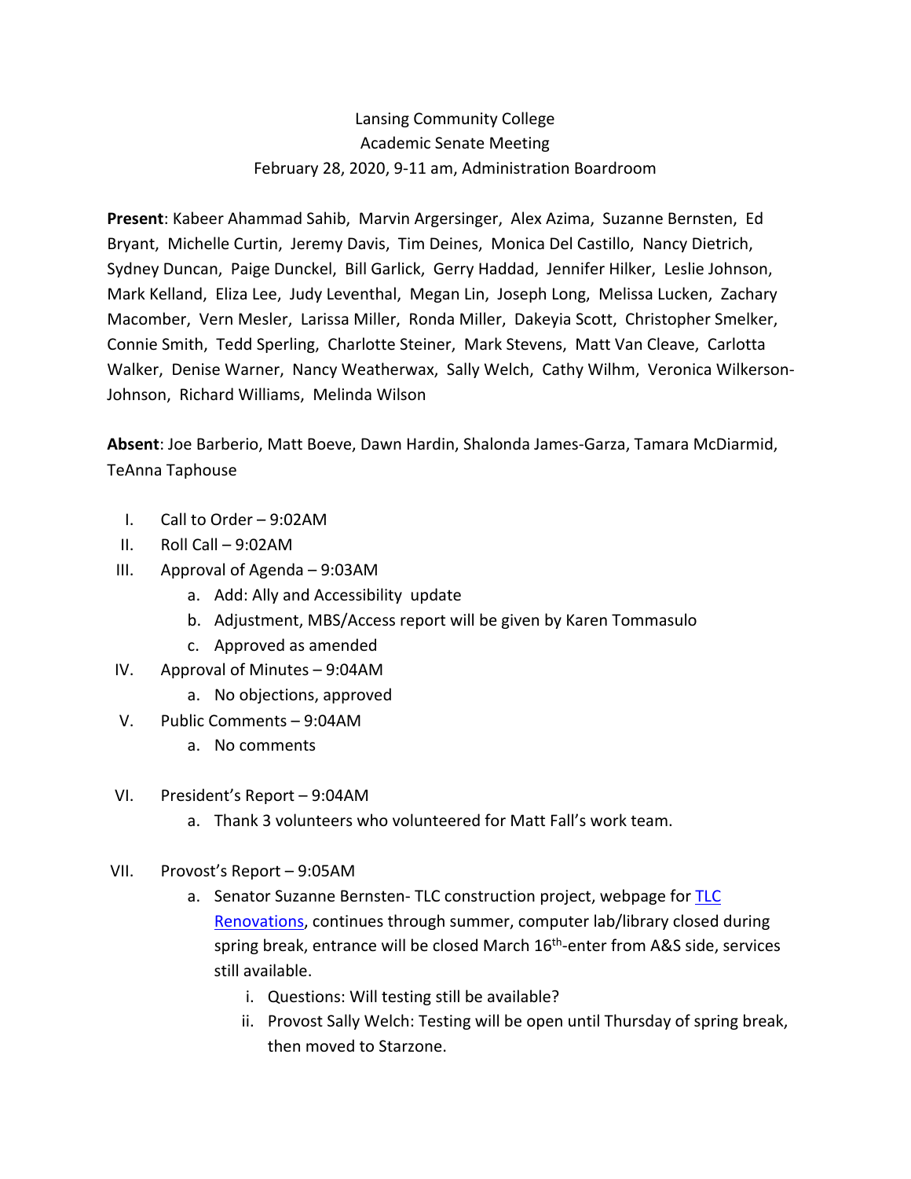Lansing Community College
Academic Senate Meeting
February 28, 2020, 9-11 am, Administration Boardroom

**Present**: Kabeer Ahammad Sahib, Marvin Argersinger, Alex Azima, Suzanne Bernsten, Ed Bryant, Michelle Curtin, Jeremy Davis, Tim Deines, Monica Del Castillo, Nancy Dietrich, Sydney Duncan, Paige Dunckel, Bill Garlick, Gerry Haddad, Jennifer Hilker, Leslie Johnson, Mark Kelland, Eliza Lee, Judy Leventhal, Megan Lin, Joseph Long, Melissa Lucken, Zachary Macomber, Vern Mesler, Larissa Miller, Ronda Miller, Dakeyia Scott, Christopher Smelker, Connie Smith, Tedd Sperling, Charlotte Steiner, Mark Stevens, Matt Van Cleave, Carlotta Walker, Denise Warner, Nancy Weatherwax, Sally Welch, Cathy Wilhm, Veronica Wilkerson-Johnson, Richard Williams, Melinda Wilson

**Absent**: Joe Barberio, Matt Boeve, Dawn Hardin, Shalonda James-Garza, Tamara McDiarmid, TeAnna Taphouse

I. Call to Order – 9:02AM
II. Roll Call – 9:02AM
III. Approval of Agenda – 9:03AM
   a. Add: Ally and Accessibility update
   b. Adjustment, MBS/Access report will be given by Karen Tommasulo
   c. Approved as amended
IV. Approval of Minutes – 9:04AM
   a. No objections, approved
V. Public Comments – 9:04AM
   a. No comments

VI. President's Report – 9:04AM
   a. Thank 3 volunteers who volunteered for Matt Fall's work team.

VII. Provost's Report – 9:05AM
   a. Senator Suzanne Bernsten- TLC construction project, webpage for TLC Renovations, continues through summer, computer lab/library closed during spring break, entrance will be closed March 16th-enter from A&S side, services still available.
      i. Questions: Will testing still be available?
      ii. Provost Sally Welch: Testing will be open until Thursday of spring break, then moved to Starzone.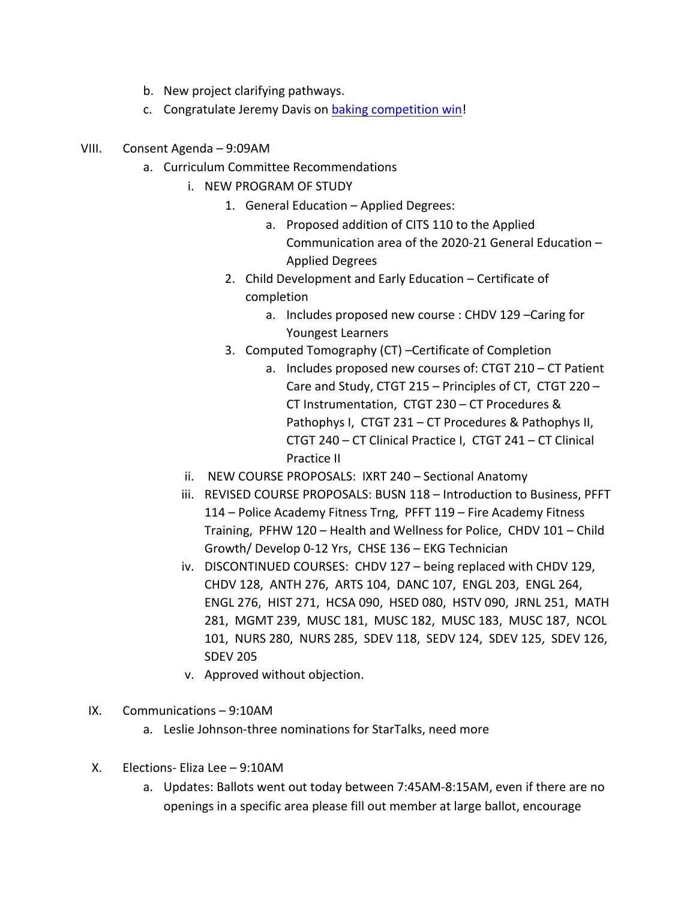b. New project clarifying pathways.
c. Congratulate Jeremy Davis on baking competition win!

VIII. Consent Agenda – 9:09AM
   a. Curriculum Committee Recommendations
      i. NEW PROGRAM OF STUDY
         1. General Education – Applied Degrees:
            a. Proposed addition of CITS 110 to the Applied Communication area of the 2020-21 General Education – Applied Degrees
         2. Child Development and Early Education – Certificate of completion
            a. Includes proposed new course : CHDV 129 –Caring for Youngest Learners
         3. Computed Tomography (CT) –Certificate of Completion
            a. Includes proposed new courses of: CTGT 210 – CT Patient Care and Study, CTGT 215 – Principles of CT, CTGT 220 – CT Instrumentation, CTGT 230 – CT Procedures & Pathophys I, CTGT 231 – CT Procedures & Pathophys II, CTGT 240 – CT Clinical Practice I, CTGT 241 – CT Clinical Practice II
      ii. NEW COURSE PROPOSALS: IXRT 240 – Sectional Anatomy
      iii. REVISED COURSE PROPOSALS: BUSN 118 – Introduction to Business, PFFT 114 – Police Academy Fitness Trng, PFFT 119 – Fire Academy Fitness Training, PFHW 120 – Health and Wellness for Police, CHDV 101 – Child Growth/ Develop 0-12 Yrs, CHSE 136 – EKG Technician
      iv. DISCONTINUED COURSES: CHDV 127 – being replaced with CHDV 129, CHDV 128, ANTH 276, ARTS 104, DANC 107, ENGL 203, ENGL 264, ENGL 276, HIST 271, HCSA 090, HSED 080, HSTV 090, JRNL 251, MATH 281, MGMT 239, MUSC 181, MUSC 182, MUSC 183, MUSC 187, NCOL 101, NURS 280, NURS 285, SDEV 118, SEDV 124, SDEV 125, SDEV 126, SDEV 205
      v. Approved without objection.

IX. Communications – 9:10AM
   a. Leslie Johnson-three nominations for StarTalks, need more

X. Elections- Eliza Lee – 9:10AM
   a. Updates: Ballots went out today between 7:45AM-8:15AM, even if there are no openings in a specific area please fill out member at large ballot, encourage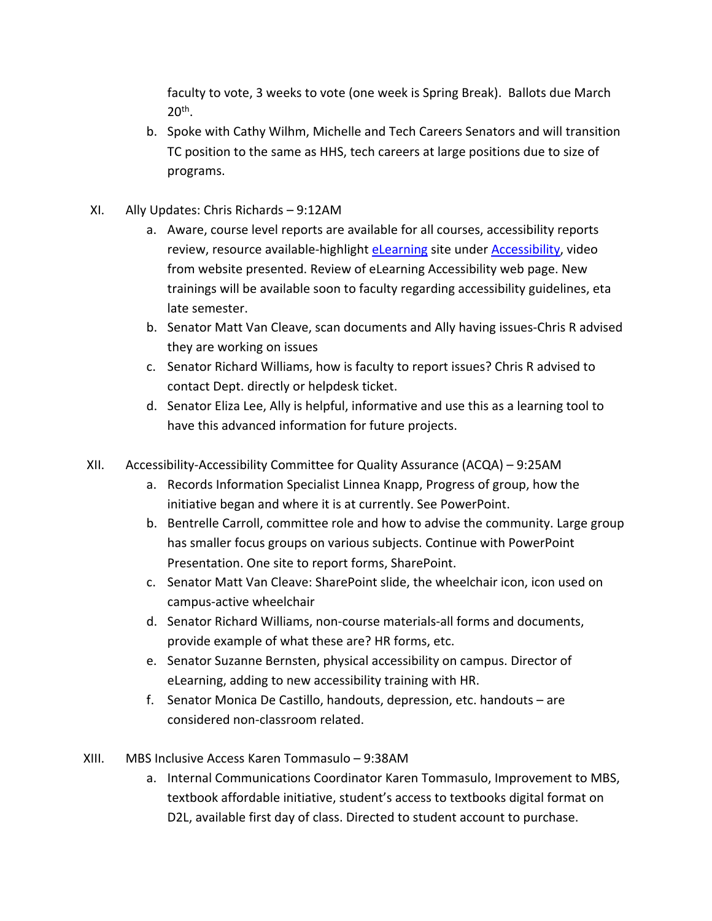faculty to vote, 3 weeks to vote (one week is Spring Break). Ballots due March 20th.

b. Spoke with Cathy Wilhm, Michelle and Tech Careers Senators and will transition TC position to the same as HHS, tech careers at large positions due to size of programs.

XI. Ally Updates: Chris Richards – 9:12AM

a. Aware, course level reports are available for all courses, accessibility reports review, resource available-highlight eLearning site under Accessibility, video from website presented. Review of eLearning Accessibility web page. New trainings will be available soon to faculty regarding accessibility guidelines, eta late semester.

b. Senator Matt Van Cleave, scan documents and Ally having issues-Chris R advised they are working on issues

c. Senator Richard Williams, how is faculty to report issues? Chris R advised to contact Dept. directly or helpdesk ticket.

d. Senator Eliza Lee, Ally is helpful, informative and use this as a learning tool to have this advanced information for future projects.

XII. Accessibility-Accessibility Committee for Quality Assurance (ACQA) – 9:25AM

a. Records Information Specialist Linnea Knapp, Progress of group, how the initiative began and where it is at currently. See PowerPoint.

b. Bentrelle Carroll, committee role and how to advise the community. Large group has smaller focus groups on various subjects. Continue with PowerPoint Presentation. One site to report forms, SharePoint.

c. Senator Matt Van Cleave: SharePoint slide, the wheelchair icon, icon used on campus-active wheelchair

d. Senator Richard Williams, non-course materials-all forms and documents, provide example of what these are? HR forms, etc.

e. Senator Suzanne Bernsten, physical accessibility on campus. Director of eLearning, adding to new accessibility training with HR.

f. Senator Monica De Castillo, handouts, depression, etc. handouts – are considered non-classroom related.

XIII. MBS Inclusive Access Karen Tommasulo – 9:38AM

a. Internal Communications Coordinator Karen Tommasulo, Improvement to MBS, textbook affordable initiative, student's access to textbooks digital format on D2L, available first day of class. Directed to student account to purchase.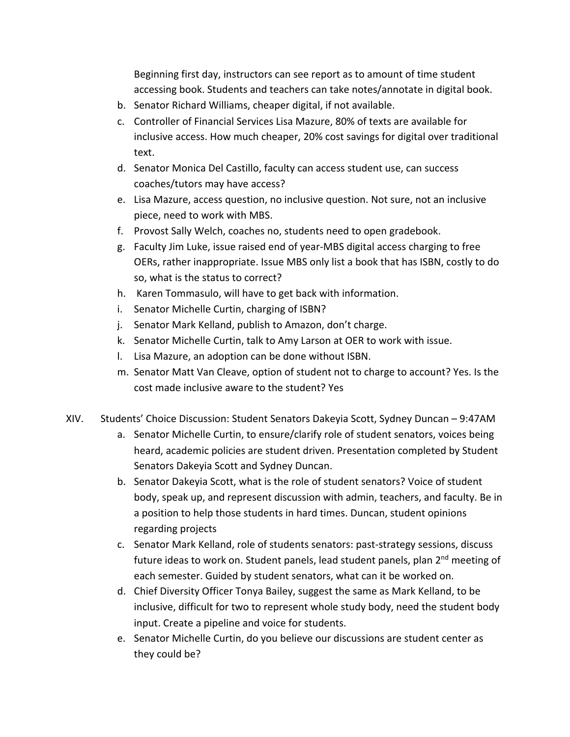Beginning first day, instructors can see report as to amount of time student accessing book. Students and teachers can take notes/annotate in digital book.

b. Senator Richard Williams, cheaper digital, if not available.
c. Controller of Financial Services Lisa Mazure, 80% of texts are available for inclusive access. How much cheaper, 20% cost savings for digital over traditional text.
d. Senator Monica Del Castillo, faculty can access student use, can success coaches/tutors may have access?
e. Lisa Mazure, access question, no inclusive question. Not sure, not an inclusive piece, need to work with MBS.
f. Provost Sally Welch, coaches no, students need to open gradebook.
g. Faculty Jim Luke, issue raised end of year-MBS digital access charging to free OERs, rather inappropriate. Issue MBS only list a book that has ISBN, costly to do so, what is the status to correct?
h. Karen Tommasulo, will have to get back with information.
i. Senator Michelle Curtin, charging of ISBN?
j. Senator Mark Kelland, publish to Amazon, don't charge.
k. Senator Michelle Curtin, talk to Amy Larson at OER to work with issue.
l. Lisa Mazure, an adoption can be done without ISBN.
m. Senator Matt Van Cleave, option of student not to charge to account? Yes. Is the cost made inclusive aware to the student? Yes

XIV. Students' Choice Discussion: Student Senators Dakeyia Scott, Sydney Duncan – 9:47AM

a. Senator Michelle Curtin, to ensure/clarify role of student senators, voices being heard, academic policies are student driven. Presentation completed by Student Senators Dakeyia Scott and Sydney Duncan.
b. Senator Dakeyia Scott, what is the role of student senators? Voice of student body, speak up, and represent discussion with admin, teachers, and faculty. Be in a position to help those students in hard times. Duncan, student opinions regarding projects
c. Senator Mark Kelland, role of students senators: past-strategy sessions, discuss future ideas to work on. Student panels, lead student panels, plan 2nd meeting of each semester. Guided by student senators, what can it be worked on.
d. Chief Diversity Officer Tonya Bailey, suggest the same as Mark Kelland, to be inclusive, difficult for two to represent whole study body, need the student body input. Create a pipeline and voice for students.
e. Senator Michelle Curtin, do you believe our discussions are student center as they could be?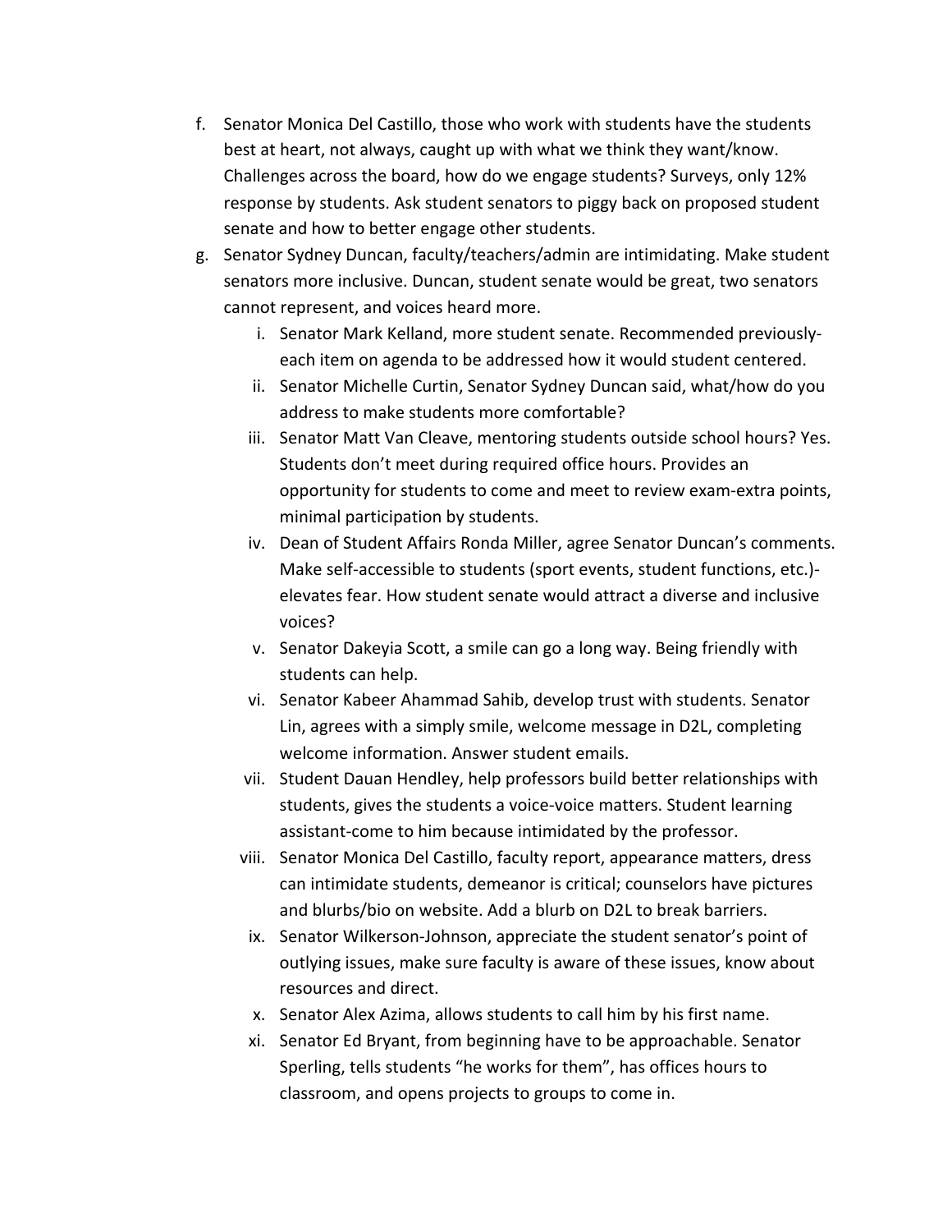f. Senator Monica Del Castillo, those who work with students have the students best at heart, not always, caught up with what we think they want/know. Challenges across the board, how do we engage students? Surveys, only 12% response by students. Ask student senators to piggy back on proposed student senate and how to better engage other students.

g. Senator Sydney Duncan, faculty/teachers/admin are intimidating. Make student senators more inclusive. Duncan, student senate would be great, two senators cannot represent, and voices heard more.

   i. Senator Mark Kelland, more student senate. Recommended previously-each item on agenda to be addressed how it would student centered.

   ii. Senator Michelle Curtin, Senator Sydney Duncan said, what/how do you address to make students more comfortable?

   iii. Senator Matt Van Cleave, mentoring students outside school hours? Yes. Students don't meet during required office hours. Provides an opportunity for students to come and meet to review exam-extra points, minimal participation by students.

   iv. Dean of Student Affairs Ronda Miller, agree Senator Duncan's comments. Make self-accessible to students (sport events, student functions, etc.)-elevates fear. How student senate would attract a diverse and inclusive voices?

   v. Senator Dakeyia Scott, a smile can go a long way. Being friendly with students can help.

   vi. Senator Kabeer Ahammad Sahib, develop trust with students. Senator Lin, agrees with a simply smile, welcome message in D2L, completing welcome information. Answer student emails.

   vii. Student Dauan Hendley, help professors build better relationships with students, gives the students a voice-voice matters. Student learning assistant-come to him because intimidated by the professor.

   viii. Senator Monica Del Castillo, faculty report, appearance matters, dress can intimidate students, demeanor is critical; counselors have pictures and blurbs/bio on website. Add a blurb on D2L to break barriers.

   ix. Senator Wilkerson-Johnson, appreciate the student senator's point of outlying issues, make sure faculty is aware of these issues, know about resources and direct.

   x. Senator Alex Azima, allows students to call him by his first name.

   xi. Senator Ed Bryant, from beginning have to be approachable. Senator Sperling, tells students "he works for them", has offices hours to classroom, and opens projects to groups to come in.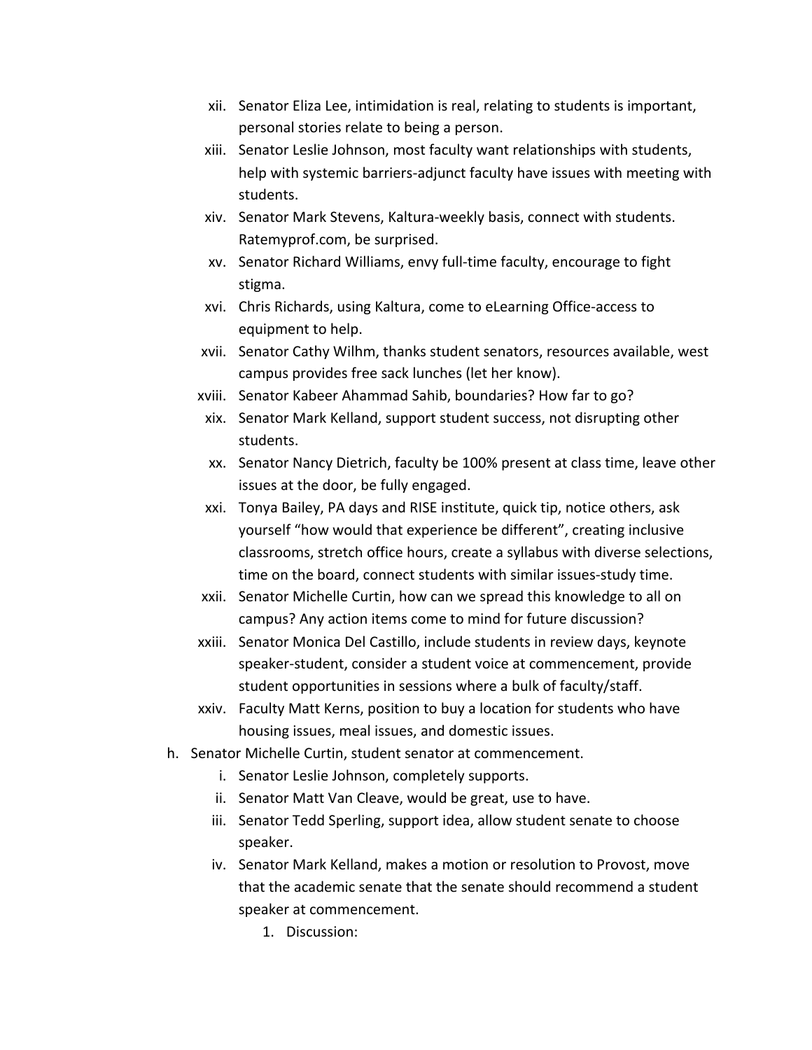xii. Senator Eliza Lee, intimidation is real, relating to students is important, personal stories relate to being a person.

xiii. Senator Leslie Johnson, most faculty want relationships with students, help with systemic barriers-adjunct faculty have issues with meeting with students.

xiv. Senator Mark Stevens, Kaltura-weekly basis, connect with students. Ratemyprof.com, be surprised.

xv. Senator Richard Williams, envy full-time faculty, encourage to fight stigma.

xvi. Chris Richards, using Kaltura, come to eLearning Office-access to equipment to help.

xvii. Senator Cathy Wilhm, thanks student senators, resources available, west campus provides free sack lunches (let her know).

xviii. Senator Kabeer Ahammad Sahib, boundaries? How far to go?

xix. Senator Mark Kelland, support student success, not disrupting other students.

xx. Senator Nancy Dietrich, faculty be 100% present at class time, leave other issues at the door, be fully engaged.

xxi. Tonya Bailey, PA days and RISE institute, quick tip, notice others, ask yourself "how would that experience be different", creating inclusive classrooms, stretch office hours, create a syllabus with diverse selections, time on the board, connect students with similar issues-study time.

xxii. Senator Michelle Curtin, how can we spread this knowledge to all on campus? Any action items come to mind for future discussion?

xxiii. Senator Monica Del Castillo, include students in review days, keynote speaker-student, consider a student voice at commencement, provide student opportunities in sessions where a bulk of faculty/staff.

xxiv. Faculty Matt Kerns, position to buy a location for students who have housing issues, meal issues, and domestic issues.

h. Senator Michelle Curtin, student senator at commencement.

i. Senator Leslie Johnson, completely supports.

ii. Senator Matt Van Cleave, would be great, use to have.

iii. Senator Tedd Sperling, support idea, allow student senate to choose speaker.

iv. Senator Mark Kelland, makes a motion or resolution to Provost, move that the academic senate that the senate should recommend a student speaker at commencement.

1. Discussion: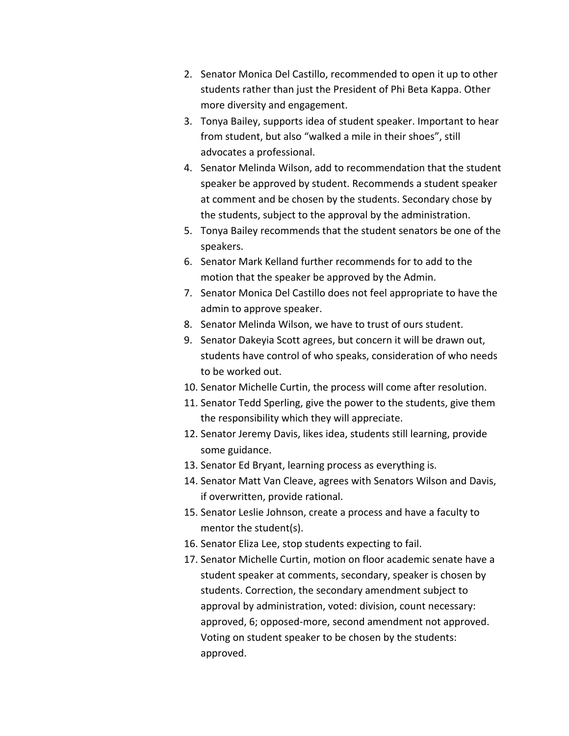2. Senator Monica Del Castillo, recommended to open it up to other students rather than just the President of Phi Beta Kappa. Other more diversity and engagement.
3. Tonya Bailey, supports idea of student speaker. Important to hear from student, but also "walked a mile in their shoes", still advocates a professional.
4. Senator Melinda Wilson, add to recommendation that the student speaker be approved by student. Recommends a student speaker at comment and be chosen by the students. Secondary chose by the students, subject to the approval by the administration.
5. Tonya Bailey recommends that the student senators be one of the speakers.
6. Senator Mark Kelland further recommends for to add to the motion that the speaker be approved by the Admin.
7. Senator Monica Del Castillo does not feel appropriate to have the admin to approve speaker.
8. Senator Melinda Wilson, we have to trust of ours student.
9. Senator Dakeyia Scott agrees, but concern it will be drawn out, students have control of who speaks, consideration of who needs to be worked out.
10. Senator Michelle Curtin, the process will come after resolution.
11. Senator Tedd Sperling, give the power to the students, give them the responsibility which they will appreciate.
12. Senator Jeremy Davis, likes idea, students still learning, provide some guidance.
13. Senator Ed Bryant, learning process as everything is.
14. Senator Matt Van Cleave, agrees with Senators Wilson and Davis, if overwritten, provide rational.
15. Senator Leslie Johnson, create a process and have a faculty to mentor the student(s).
16. Senator Eliza Lee, stop students expecting to fail.
17. Senator Michelle Curtin, motion on floor academic senate have a student speaker at comments, secondary, speaker is chosen by students. Correction, the secondary amendment subject to approval by administration, voted: division, count necessary: approved, 6; opposed-more, second amendment not approved. Voting on student speaker to be chosen by the students: approved.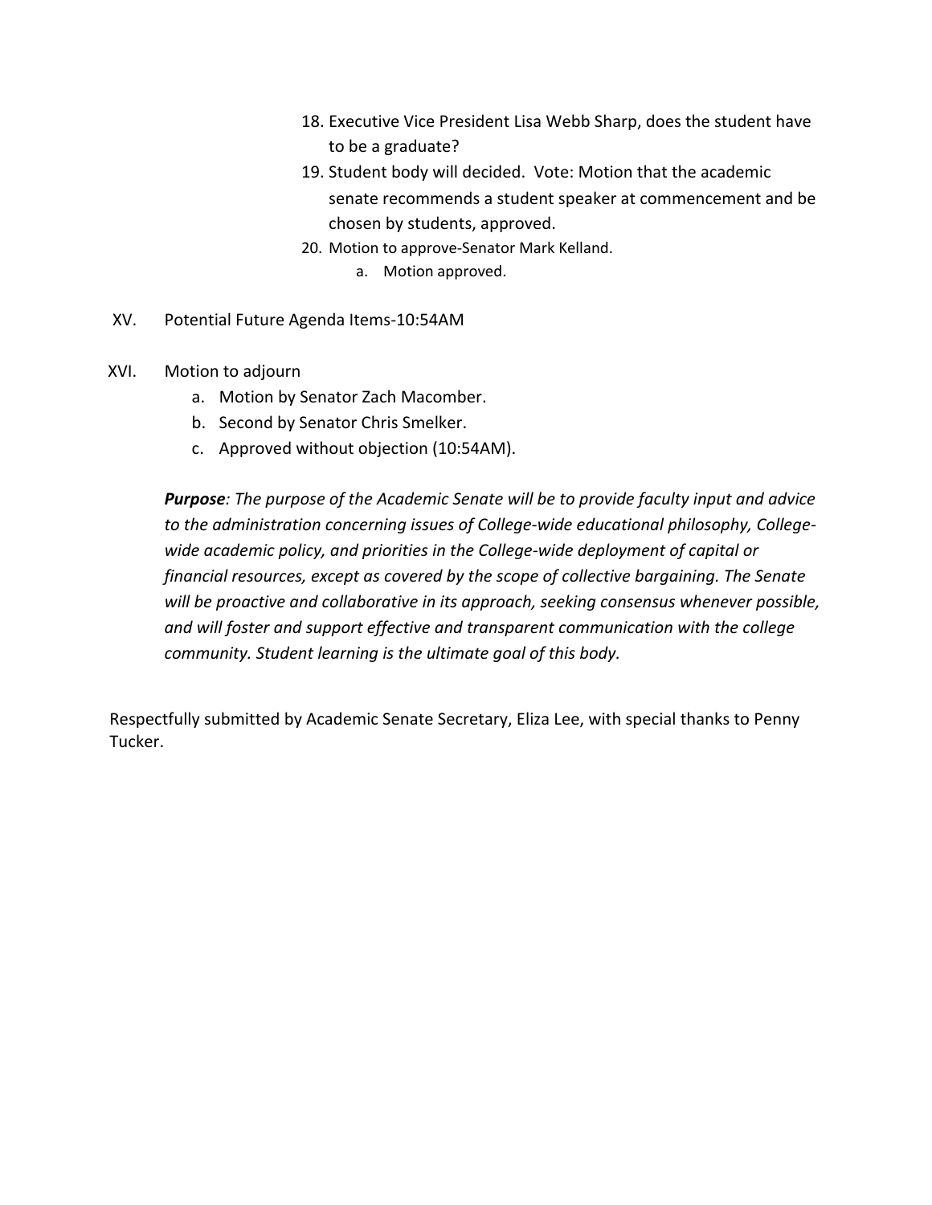18. Executive Vice President Lisa Webb Sharp, does the student have to be a graduate?
19. Student body will decided. Vote: Motion that the academic senate recommends a student speaker at commencement and be chosen by students, approved.
20. Motion to approve-Senator Mark Kelland.
    a. Motion approved.

XV. Potential Future Agenda Items-10:54AM

XVI. Motion to adjourn
   a. Motion by Senator Zach Macomber.
   b. Second by Senator Chris Smelker.
   c. Approved without objection (10:54AM).

***Purpose****: The purpose of the Academic Senate will be to provide faculty input and advice to the administration concerning issues of College-wide educational philosophy, College-wide academic policy, and priorities in the College-wide deployment of capital or financial resources, except as covered by the scope of collective bargaining. The Senate will be proactive and collaborative in its approach, seeking consensus whenever possible, and will foster and support effective and transparent communication with the college community. Student learning is the ultimate goal of this body.*

Respectfully submitted by Academic Senate Secretary, Eliza Lee, with special thanks to Penny Tucker.